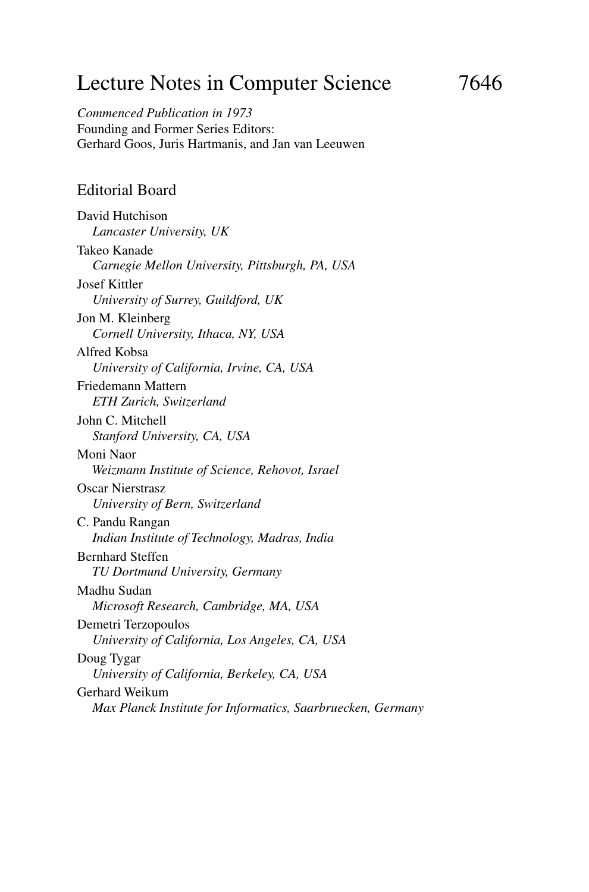# Lecture Notes in Computer Science 7646

*Commenced Publication in 1973*
Founding and Former Series Editors:
Gerhard Goos, Juris Hartmanis, and Jan van Leeuwen

## Editorial Board

David Hutchison
*Lancaster University, UK*

Takeo Kanade
*Carnegie Mellon University, Pittsburgh, PA, USA*

Josef Kittler
*University of Surrey, Guildford, UK*

Jon M. Kleinberg
*Cornell University, Ithaca, NY, USA*

Alfred Kobsa
*University of California, Irvine, CA, USA*

Friedemann Mattern
*ETH Zurich, Switzerland*

John C. Mitchell
*Stanford University, CA, USA*

Moni Naor
*Weizmann Institute of Science, Rehovot, Israel*

Oscar Nierstrasz
*University of Bern, Switzerland*

C. Pandu Rangan
*Indian Institute of Technology, Madras, India*

Bernhard Steffen
*TU Dortmund University, Germany*

Madhu Sudan
*Microsoft Research, Cambridge, MA, USA*

Demetri Terzopoulos
*University of California, Los Angeles, CA, USA*

Doug Tygar
*University of California, Berkeley, CA, USA*

Gerhard Weikum
*Max Planck Institute for Informatics, Saarbruecken, Germany*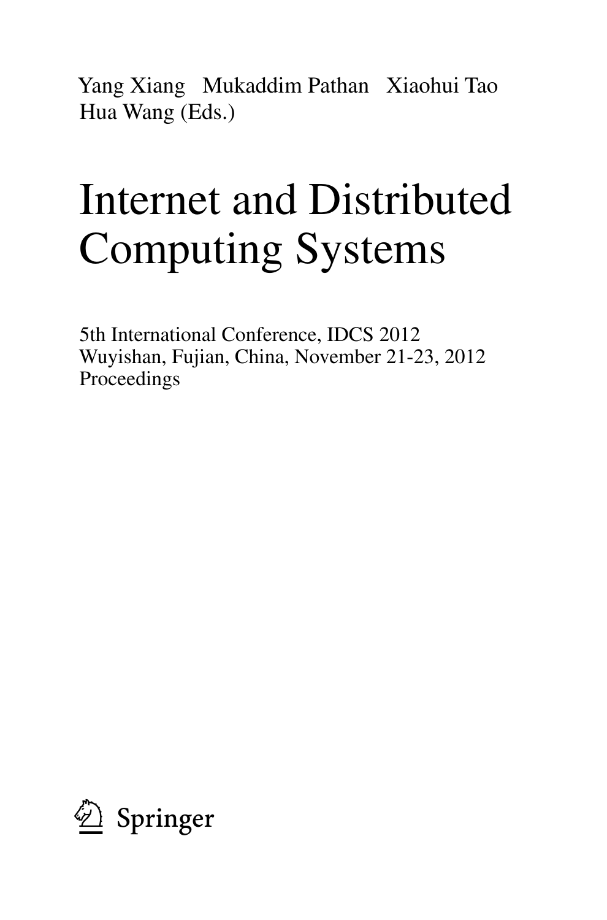Yang Xiang Mukaddim Pathan Xiaohui Tao
Hua Wang (Eds.)

# Internet and Distributed Computing Systems

5th International Conference, IDCS 2012
Wuyishan, Fujian, China, November 21-23, 2012
Proceedings

Springer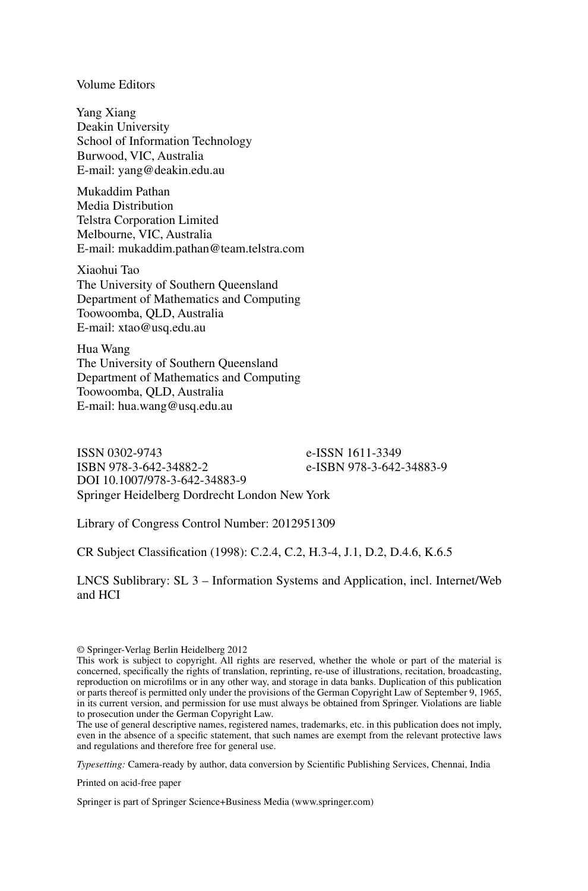Volume Editors

Yang Xiang
Deakin University
School of Information Technology
Burwood, VIC, Australia
E-mail: yang@deakin.edu.au

Mukaddim Pathan
Media Distribution
Telstra Corporation Limited
Melbourne, VIC, Australia
E-mail: mukaddim.pathan@team.telstra.com

Xiaohui Tao
The University of Southern Queensland
Department of Mathematics and Computing
Toowoomba, QLD, Australia
E-mail: xtao@usq.edu.au

Hua Wang
The University of Southern Queensland
Department of Mathematics and Computing
Toowoomba, QLD, Australia
E-mail: hua.wang@usq.edu.au

ISSN 0302-9743 e-ISSN 1611-3349
ISBN 978-3-642-34882-2 e-ISBN 978-3-642-34883-9
DOI 10.1007/978-3-642-34883-9
Springer Heidelberg Dordrecht London New York

Library of Congress Control Number: 2012951309

CR Subject Classification (1998): C.2.4, C.2, H.3-4, J.1, D.2, D.4.6, K.6.5

LNCS Sublibrary: SL 3 – Information Systems and Application, incl. Internet/Web and HCI

© Springer-Verlag Berlin Heidelberg 2012
This work is subject to copyright. All rights are reserved, whether the whole or part of the material is concerned, specifically the rights of translation, reprinting, re-use of illustrations, recitation, broadcasting, reproduction on microfilms or in any other way, and storage in data banks. Duplication of this publication or parts thereof is permitted only under the provisions of the German Copyright Law of September 9, 1965, in its current version, and permission for use must always be obtained from Springer. Violations are liable to prosecution under the German Copyright Law.
The use of general descriptive names, registered names, trademarks, etc. in this publication does not imply, even in the absence of a specific statement, that such names are exempt from the relevant protective laws and regulations and therefore free for general use.

*Typesetting:* Camera-ready by author, data conversion by Scientific Publishing Services, Chennai, India

Printed on acid-free paper

Springer is part of Springer Science+Business Media (www.springer.com)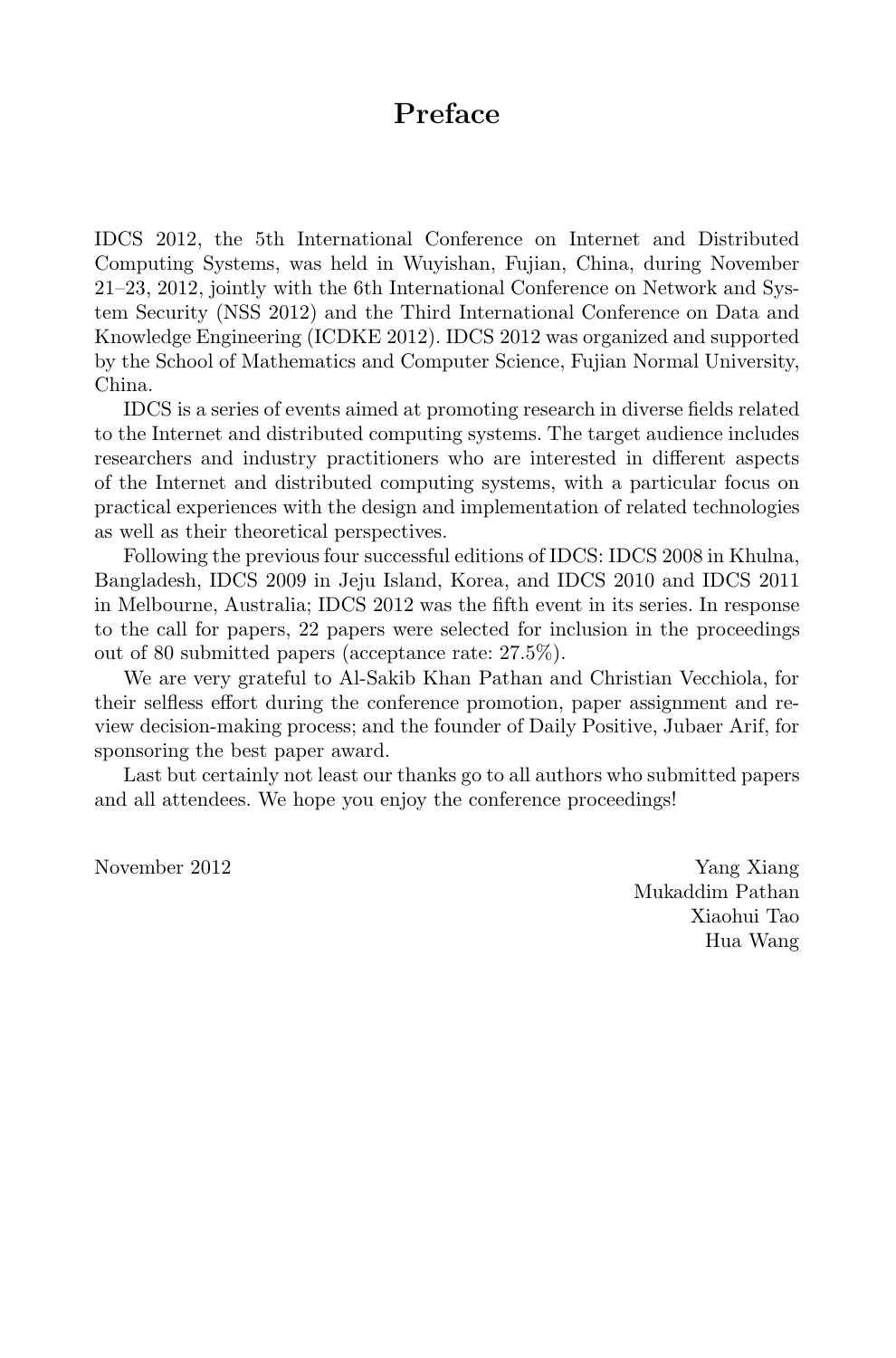# Preface

IDCS 2012, the 5th International Conference on Internet and Distributed Computing Systems, was held in Wuyishan, Fujian, China, during November 21–23, 2012, jointly with the 6th International Conference on Network and System Security (NSS 2012) and the Third International Conference on Data and Knowledge Engineering (ICDKE 2012). IDCS 2012 was organized and supported by the School of Mathematics and Computer Science, Fujian Normal University, China.

IDCS is a series of events aimed at promoting research in diverse fields related to the Internet and distributed computing systems. The target audience includes researchers and industry practitioners who are interested in different aspects of the Internet and distributed computing systems, with a particular focus on practical experiences with the design and implementation of related technologies as well as their theoretical perspectives.

Following the previous four successful editions of IDCS: IDCS 2008 in Khulna, Bangladesh, IDCS 2009 in Jeju Island, Korea, and IDCS 2010 and IDCS 2011 in Melbourne, Australia; IDCS 2012 was the fifth event in its series. In response to the call for papers, 22 papers were selected for inclusion in the proceedings out of 80 submitted papers (acceptance rate: 27.5%).

We are very grateful to Al-Sakib Khan Pathan and Christian Vecchiola, for their selfless effort during the conference promotion, paper assignment and review decision-making process; and the founder of Daily Positive, Jubaer Arif, for sponsoring the best paper award.

Last but certainly not least our thanks go to all authors who submitted papers and all attendees. We hope you enjoy the conference proceedings!

November 2012

Yang Xiang
Mukaddim Pathan
Xiaohui Tao
Hua Wang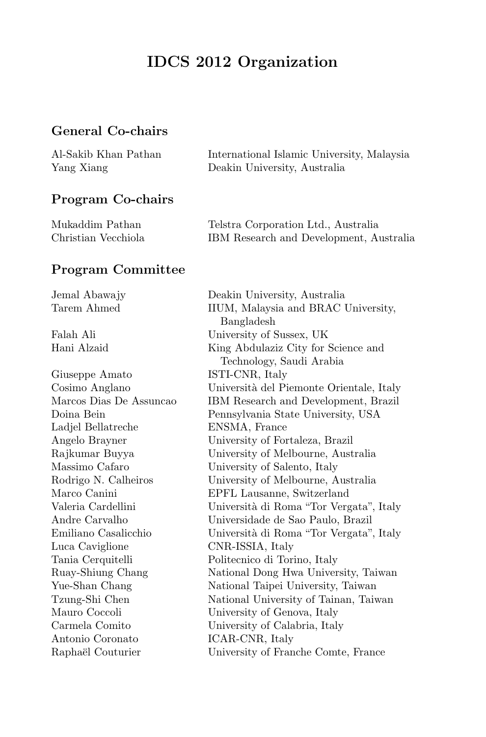# IDCS 2012 Organization

## General Co-chairs

| | |
|---|---|
| Al-Sakib Khan Pathan | International Islamic University, Malaysia |
| Yang Xiang | Deakin University, Australia |

## Program Co-chairs

| | |
|---|---|
| Mukaddim Pathan | Telstra Corporation Ltd., Australia |
| Christian Vecchiola | IBM Research and Development, Australia |

## Program Committee

| | |
|---|---|
| Jemal Abawajy | Deakin University, Australia |
| Tarem Ahmed | IIUM, Malaysia and BRAC University, Bangladesh |
| Falah Ali | University of Sussex, UK |
| Hani Alzaid | King Abdulaziz City for Science and Technology, Saudi Arabia |
| Giuseppe Amato | ISTI-CNR, Italy |
| Cosimo Anglano | Università del Piemonte Orientale, Italy |
| Marcos Dias De Assuncao | IBM Research and Development, Brazil |
| Doina Bein | Pennsylvania State University, USA |
| Ladjel Bellatreche | ENSMA, France |
| Angelo Brayner | University of Fortaleza, Brazil |
| Rajkumar Buyya | University of Melbourne, Australia |
| Massimo Cafaro | University of Salento, Italy |
| Rodrigo N. Calheiros | University of Melbourne, Australia |
| Marco Canini | EPFL Lausanne, Switzerland |
| Valeria Cardellini | Università di Roma "Tor Vergata", Italy |
| Andre Carvalho | Universidade de Sao Paulo, Brazil |
| Emiliano Casalicchio | Università di Roma "Tor Vergata", Italy |
| Luca Caviglione | CNR-ISSIA, Italy |
| Tania Cerquitelli | Politecnico di Torino, Italy |
| Ruay-Shiung Chang | National Dong Hwa University, Taiwan |
| Yue-Shan Chang | National Taipei University, Taiwan |
| Tzung-Shi Chen | National University of Tainan, Taiwan |
| Mauro Coccoli | University of Genova, Italy |
| Carmela Comito | University of Calabria, Italy |
| Antonio Coronato | ICAR-CNR, Italy |
| Raphaël Couturier | University of Franche Comte, France |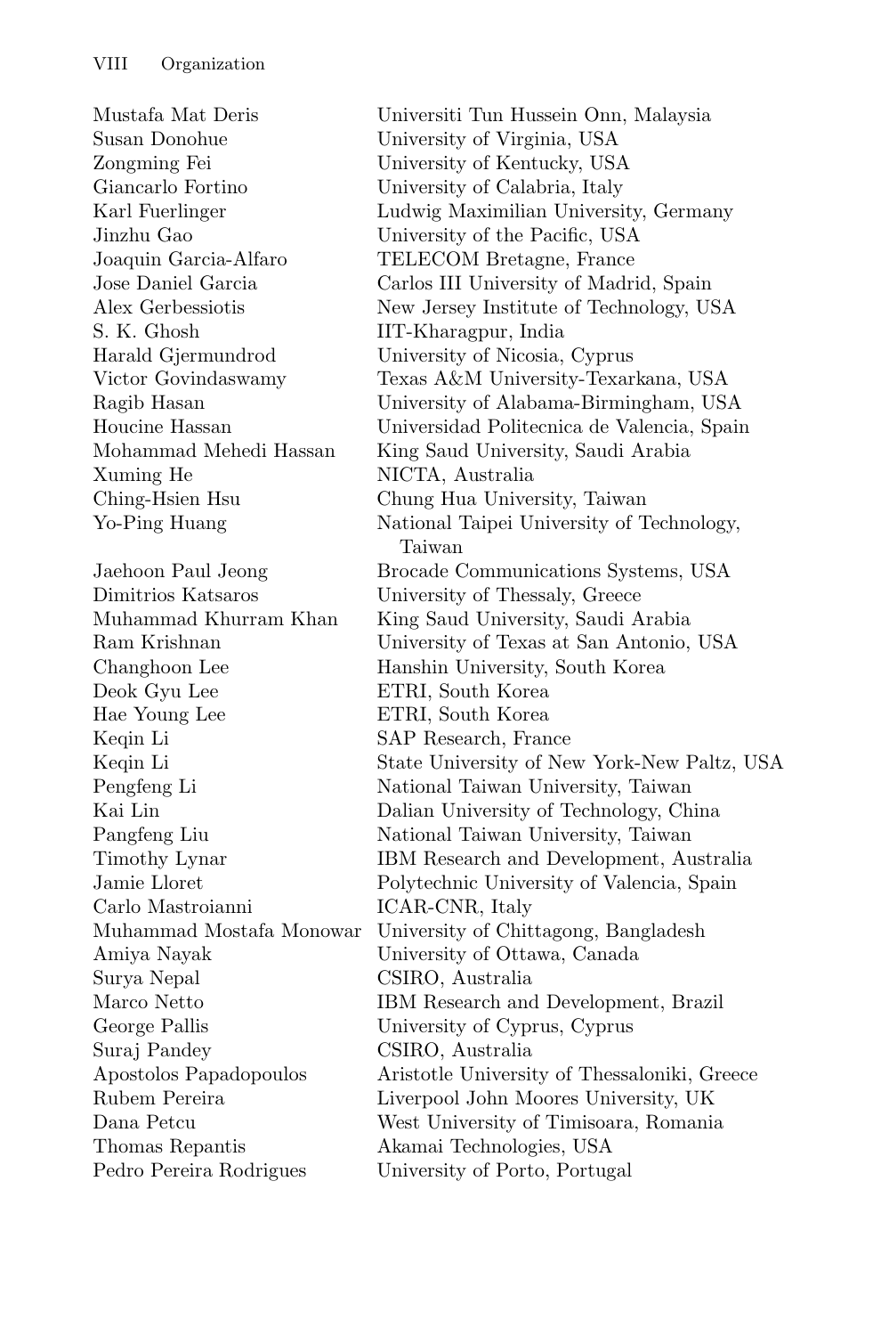| | |
|---|---|
| Mustafa Mat Deris | Universiti Tun Hussein Onn, Malaysia |
| Susan Donohue | University of Virginia, USA |
| Zongming Fei | University of Kentucky, USA |
| Giancarlo Fortino | University of Calabria, Italy |
| Karl Fuerlinger | Ludwig Maximilian University, Germany |
| Jinzhu Gao | University of the Pacific, USA |
| Joaquin Garcia-Alfaro | TELECOM Bretagne, France |
| Jose Daniel Garcia | Carlos III University of Madrid, Spain |
| Alex Gerbessiotis | New Jersey Institute of Technology, USA |
| S. K. Ghosh | IIT-Kharagpur, India |
| Harald Gjermundrod | University of Nicosia, Cyprus |
| Victor Govindaswamy | Texas A&M University-Texarkana, USA |
| Ragib Hasan | University of Alabama-Birmingham, USA |
| Houcine Hassan | Universidad Politecnica de Valencia, Spain |
| Mohammad Mehedi Hassan | King Saud University, Saudi Arabia |
| Xuming He | NICTA, Australia |
| Ching-Hsien Hsu | Chung Hua University, Taiwan |
| Yo-Ping Huang | National Taipei University of Technology, Taiwan |
| Jaehoon Paul Jeong | Brocade Communications Systems, USA |
| Dimitrios Katsaros | University of Thessaly, Greece |
| Muhammad Khurram Khan | King Saud University, Saudi Arabia |
| Ram Krishnan | University of Texas at San Antonio, USA |
| Changhoon Lee | Hanshin University, South Korea |
| Deok Gyu Lee | ETRI, South Korea |
| Hae Young Lee | ETRI, South Korea |
| Keqin Li | SAP Research, France |
| Keqin Li | State University of New York-New Paltz, USA |
| Pengfeng Li | National Taiwan University, Taiwan |
| Kai Lin | Dalian University of Technology, China |
| Pangfeng Liu | National Taiwan University, Taiwan |
| Timothy Lynar | IBM Research and Development, Australia |
| Jamie Lloret | Polytechnic University of Valencia, Spain |
| Carlo Mastroianni | ICAR-CNR, Italy |
| Muhammad Mostafa Monowar | University of Chittagong, Bangladesh |
| Amiya Nayak | University of Ottawa, Canada |
| Surya Nepal | CSIRO, Australia |
| Marco Netto | IBM Research and Development, Brazil |
| George Pallis | University of Cyprus, Cyprus |
| Suraj Pandey | CSIRO, Australia |
| Apostolos Papadopoulos | Aristotle University of Thessaloniki, Greece |
| Rubem Pereira | Liverpool John Moores University, UK |
| Dana Petcu | West University of Timisoara, Romania |
| Thomas Repantis | Akamai Technologies, USA |
| Pedro Pereira Rodrigues | University of Porto, Portugal |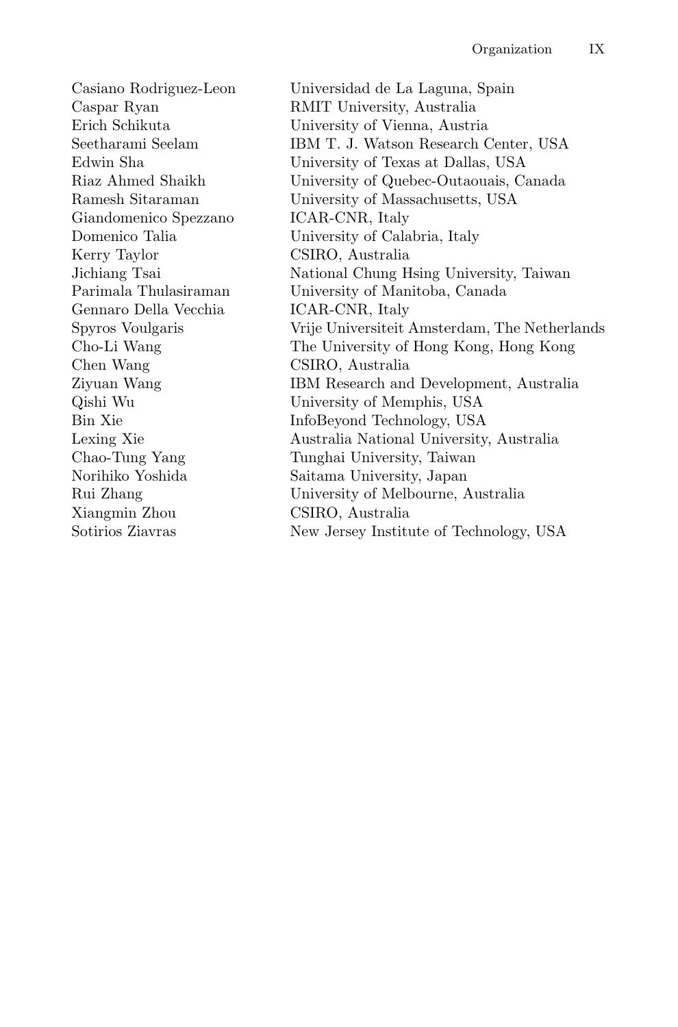| | |
|---|---|
| Casiano Rodriguez-Leon | Universidad de La Laguna, Spain |
| Caspar Ryan | RMIT University, Australia |
| Erich Schikuta | University of Vienna, Austria |
| Seetharami Seelam | IBM T. J. Watson Research Center, USA |
| Edwin Sha | University of Texas at Dallas, USA |
| Riaz Ahmed Shaikh | University of Quebec-Outaouais, Canada |
| Ramesh Sitaraman | University of Massachusetts, USA |
| Giandomenico Spezzano | ICAR-CNR, Italy |
| Domenico Talia | University of Calabria, Italy |
| Kerry Taylor | CSIRO, Australia |
| Jichiang Tsai | National Chung Hsing University, Taiwan |
| Parimala Thulasiraman | University of Manitoba, Canada |
| Gennaro Della Vecchia | ICAR-CNR, Italy |
| Spyros Voulgaris | Vrije Universiteit Amsterdam, The Netherlands |
| Cho-Li Wang | The University of Hong Kong, Hong Kong |
| Chen Wang | CSIRO, Australia |
| Ziyuan Wang | IBM Research and Development, Australia |
| Qishi Wu | University of Memphis, USA |
| Bin Xie | InfoBeyond Technology, USA |
| Lexing Xie | Australia National University, Australia |
| Chao-Tung Yang | Tunghai University, Taiwan |
| Norihiko Yoshida | Saitama University, Japan |
| Rui Zhang | University of Melbourne, Australia |
| Xiangmin Zhou | CSIRO, Australia |
| Sotirios Ziavras | New Jersey Institute of Technology, USA |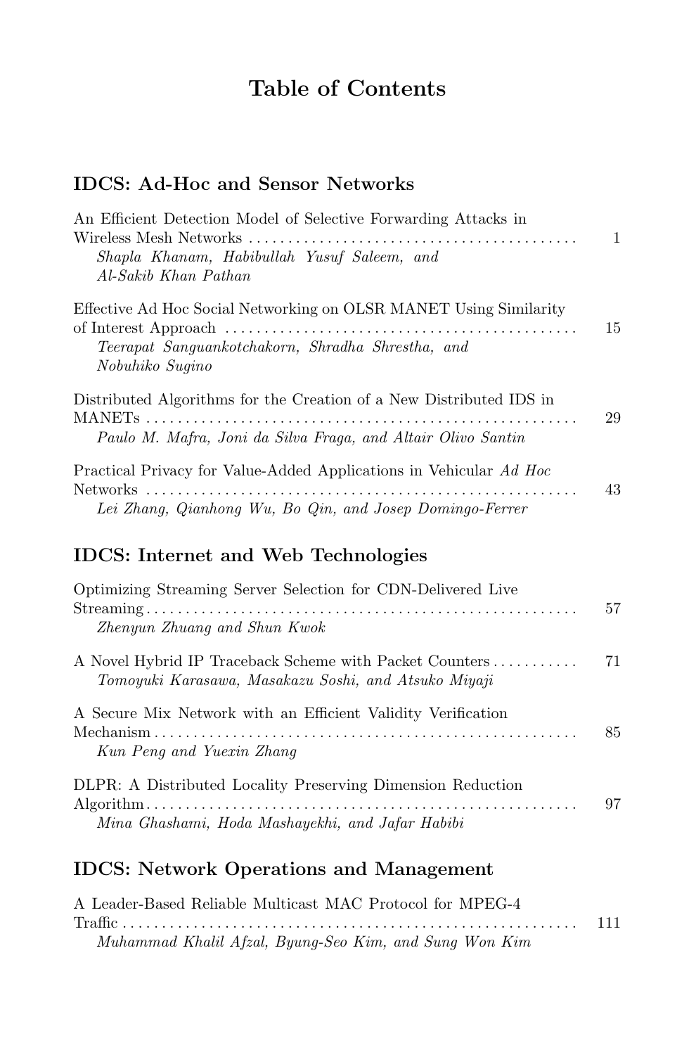# Table of Contents

## IDCS: Ad-Hoc and Sensor Networks

An Efficient Detection Model of Selective Forwarding Attacks in Wireless Mesh Networks ........ 1
*Shapla Khanam, Habibullah Yusuf Saleem, and Al-Sakib Khan Pathan*

Effective Ad Hoc Social Networking on OLSR MANET Using Similarity of Interest Approach ........ 15
*Teerapat Sanguankotchakorn, Shradha Shrestha, and Nobuhiko Sugino*

Distributed Algorithms for the Creation of a New Distributed IDS in MANETs ........ 29
*Paulo M. Mafra, Joni da Silva Fraga, and Altair Olivo Santin*

Practical Privacy for Value-Added Applications in Vehicular *Ad Hoc* Networks ........ 43
*Lei Zhang, Qianhong Wu, Bo Qin, and Josep Domingo-Ferrer*

## IDCS: Internet and Web Technologies

Optimizing Streaming Server Selection for CDN-Delivered Live Streaming ........ 57
*Zhenyun Zhuang and Shun Kwok*

A Novel Hybrid IP Traceback Scheme with Packet Counters ........ 71
*Tomoyuki Karasawa, Masakazu Soshi, and Atsuko Miyaji*

A Secure Mix Network with an Efficient Validity Verification Mechanism ........ 85
*Kun Peng and Yuexin Zhang*

DLPR: A Distributed Locality Preserving Dimension Reduction Algorithm ........ 97
*Mina Ghashami, Hoda Mashayekhi, and Jafar Habibi*

## IDCS: Network Operations and Management

A Leader-Based Reliable Multicast MAC Protocol for MPEG-4 Traffic ........ 111
*Muhammad Khalil Afzal, Byung-Seo Kim, and Sung Won Kim*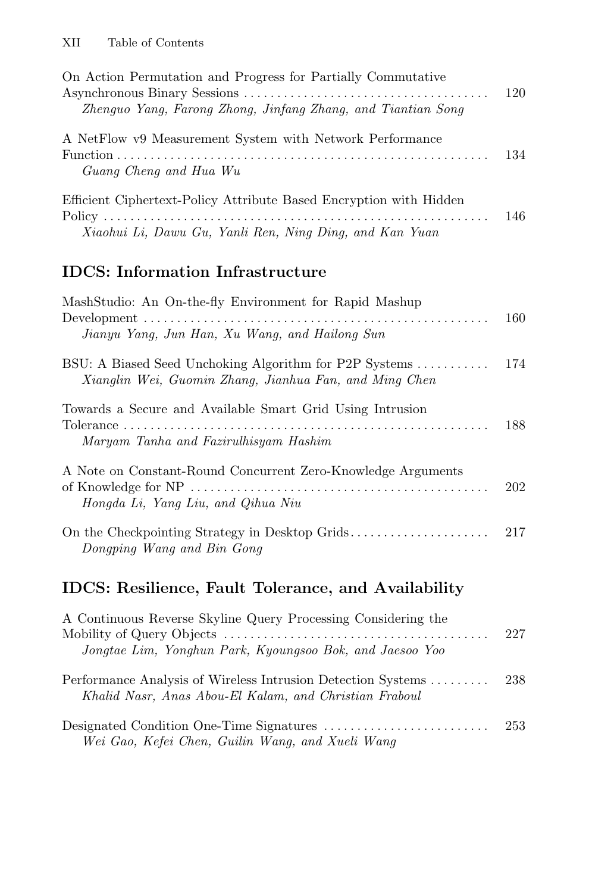On Action Permutation and Progress for Partially Commutative Asynchronous Binary Sessions ..... 120
*Zhenguo Yang, Farong Zhong, Jinfang Zhang, and Tiantian Song*

A NetFlow v9 Measurement System with Network Performance Function ..... 134
*Guang Cheng and Hua Wu*

Efficient Ciphertext-Policy Attribute Based Encryption with Hidden Policy ..... 146
*Xiaohui Li, Dawu Gu, Yanli Ren, Ning Ding, and Kan Yuan*

## IDCS: Information Infrastructure

MashStudio: An On-the-fly Environment for Rapid Mashup Development ..... 160
*Jianyu Yang, Jun Han, Xu Wang, and Hailong Sun*

BSU: A Biased Seed Unchoking Algorithm for P2P Systems ..... 174
*Xianglin Wei, Guomin Zhang, Jianhua Fan, and Ming Chen*

Towards a Secure and Available Smart Grid Using Intrusion Tolerance ..... 188
*Maryam Tanha and Fazirulhisyam Hashim*

A Note on Constant-Round Concurrent Zero-Knowledge Arguments of Knowledge for NP ..... 202
*Hongda Li, Yang Liu, and Qihua Niu*

On the Checkpointing Strategy in Desktop Grids ..... 217
*Dongping Wang and Bin Gong*

## IDCS: Resilience, Fault Tolerance, and Availability

A Continuous Reverse Skyline Query Processing Considering the Mobility of Query Objects ..... 227
*Jongtae Lim, Yonghun Park, Kyoungsoo Bok, and Jaesoo Yoo*

Performance Analysis of Wireless Intrusion Detection Systems ..... 238
*Khalid Nasr, Anas Abou-El Kalam, and Christian Fraboul*

Designated Condition One-Time Signatures ..... 253
*Wei Gao, Kefei Chen, Guilin Wang, and Xueli Wang*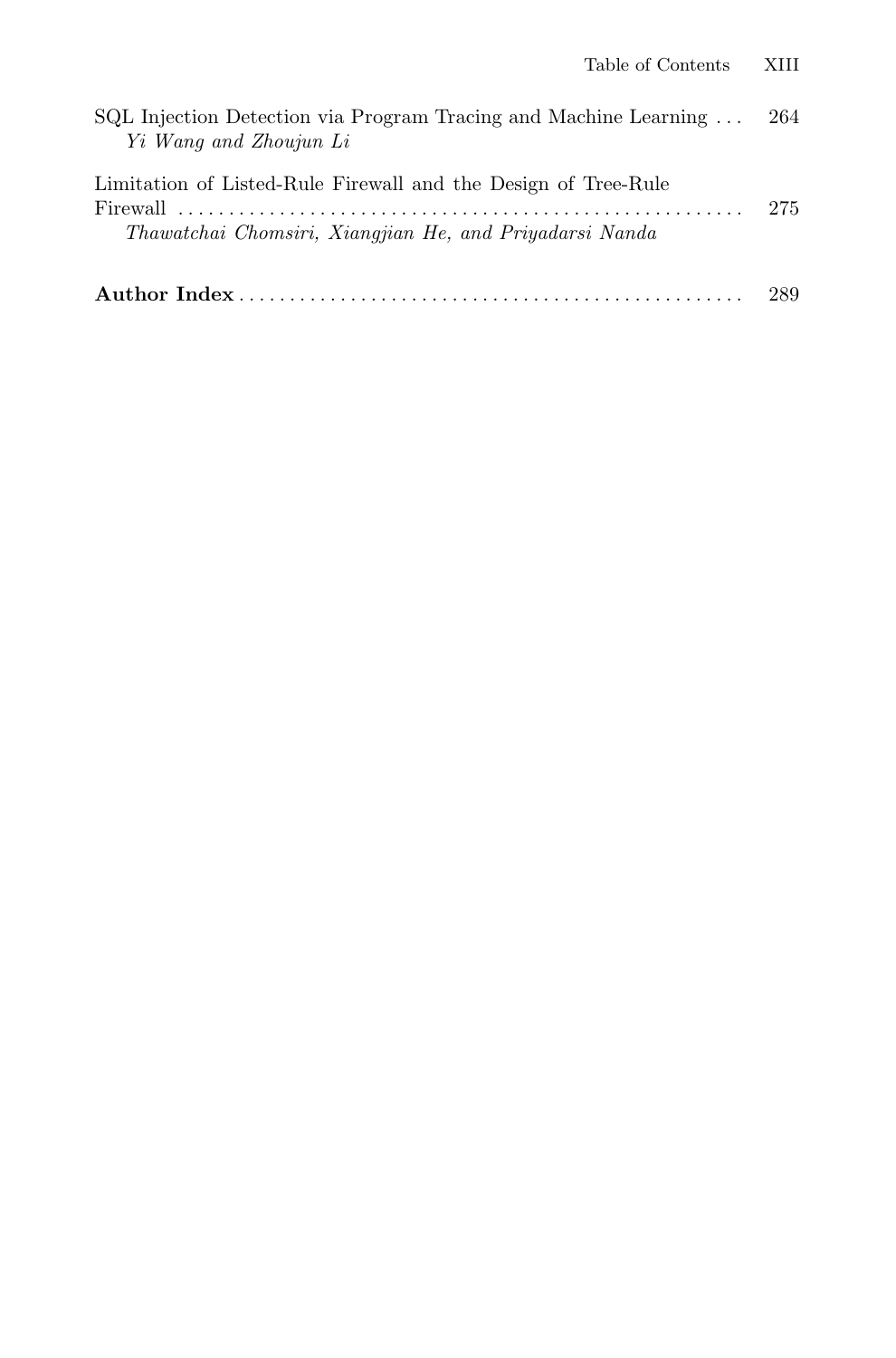SQL Injection Detection via Program Tracing and Machine Learning ... 264
*Yi Wang and Zhoujun Li*

Limitation of Listed-Rule Firewall and the Design of Tree-Rule Firewall ... 275
*Thawatchai Chomsiri, Xiangjian He, and Priyadarsi Nanda*

**Author Index** ... 289